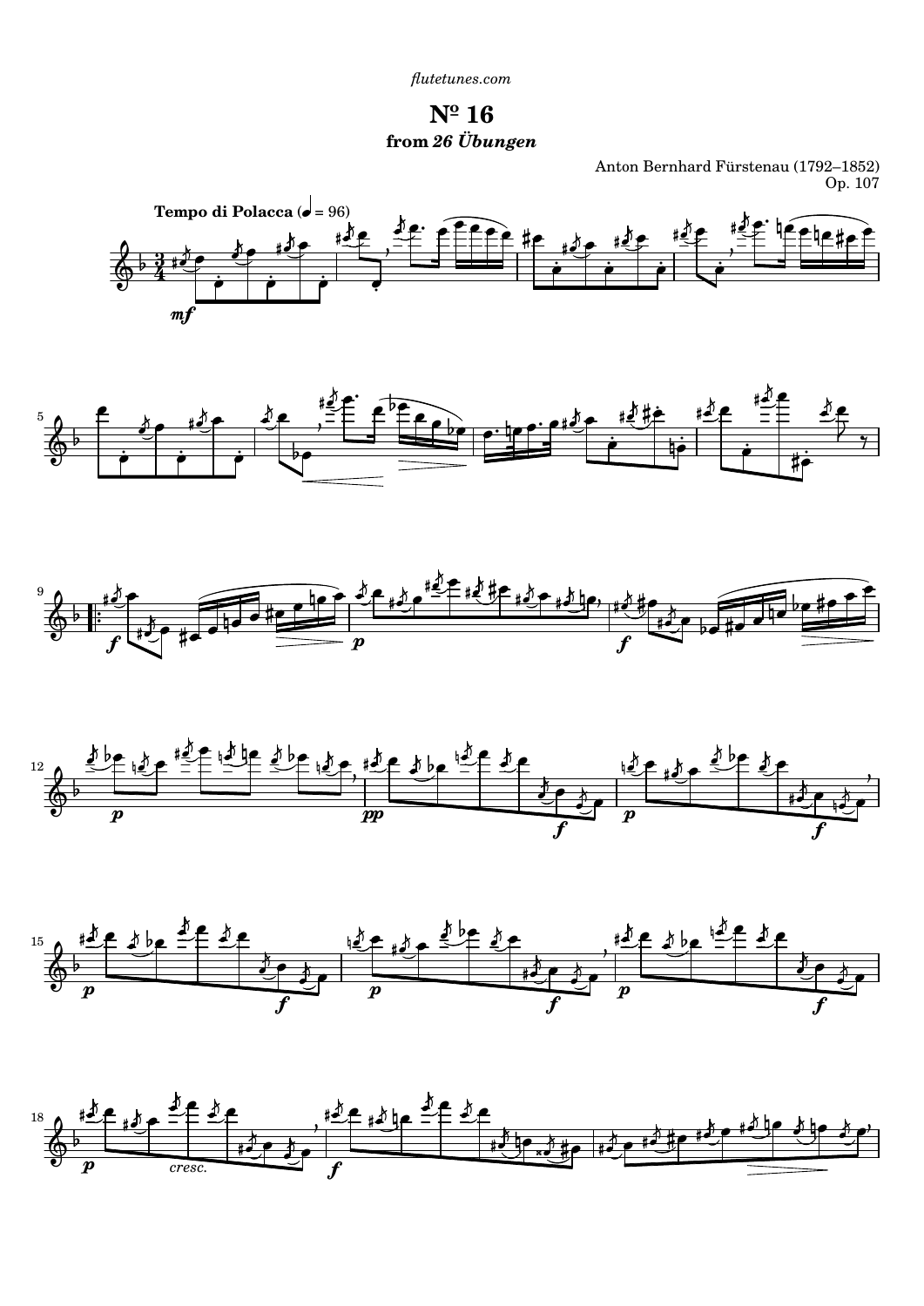*flutetunes.com*

# Nº 16

## from *26 Übungen*

Anton Bernhard Fürstenau (1792–1852)
Op. 107

**Tempo di Polacca** (♩ = 96)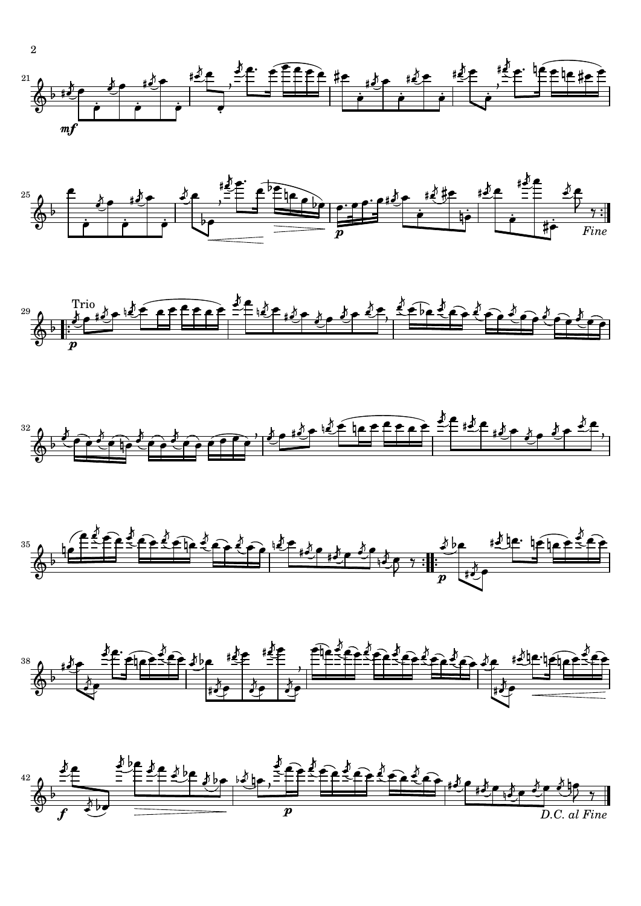Trio

*Fine*

*D.C. al Fine*